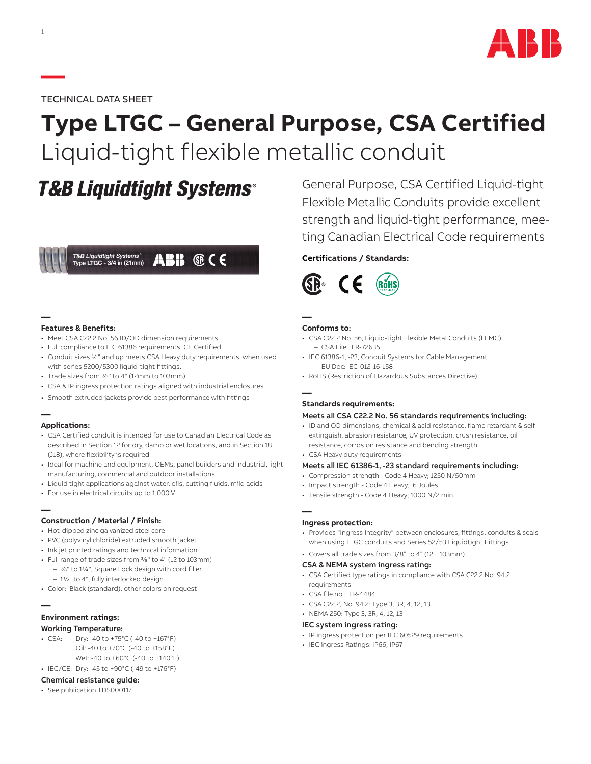TECHNICAL DATA SHEET

# Type LTGC – General Purpose, CSA Certified

## Liquid-tight flexible metallic conduit

**T&B Liquidtight Systems®**

General Purpose, CSA Certified Liquid-tight Flexible Metallic Conduits provide excellent strength and liquid-tight performance, meeting Canadian Electrical Code requirements

**Certifications / Standards:**

### Features & Benefits:

- Meet CSA C22.2 No. 56 ID/OD dimension requirements
- Full compliance to IEC 61386 requirements, CE Certified
- Conduit sizes ½" and up meets CSA Heavy duty requirements, when used with series 5200/5300 liquid-tight fittings.
- Trade sizes from ⅜" to 4" (12mm to 103mm)
- CSA & IP ingress protection ratings aligned with industrial enclosures
- Smooth extruded jackets provide best performance with fittings

### Applications:

- CSA Certified conduit is intended for use to Canadian Electrical Code as described in Section 12 for dry, damp or wet locations, and in Section 18 (J18), where flexibility is required
- Ideal for machine and equipment, OEMs, panel builders and industrial, light manufacturing, commercial and outdoor installations
- Liquid tight applications against water, oils, cutting fluids, mild acids
- For use in electrical circuits up to 1,000 V

### Construction / Material / Finish:

- Hot-dipped zinc galvanized steel core
- PVC (polyvinyl chloride) extruded smooth jacket
- Ink jet printed ratings and technical information
- Full range of trade sizes from ⅜" to 4" (12 to 103mm)
  - ⅜" to 1¼", Square Lock design with cord filler
  - 1½" to 4", fully interlocked design
- Color: Black (standard), other colors on request

### Environment ratings:

**Working Temperature:**

- CSA: Dry: -40 to +75°C (-40 to +167°F)
  Oil: -40 to +70°C (-40 to +158°F)
  Wet: -40 to +60°C (-40 to +140°F)
- IEC/CE: Dry: -45 to +90°C (-49 to +176°F)

**Chemical resistance guide:**

- See publication TDS000117

### Conforms to:

- CSA C22.2 No. 56, Liquid-tight Flexible Metal Conduits (LFMC)
  - CSA File: LR-72635
- IEC 61386-1, -23, Conduit Systems for Cable Management
  - EU Doc: EC-012-16-158
- RoHS (Restriction of Hazardous Substances Directive)

### Standards requirements:

**Meets all CSA C22.2 No. 56 standards requirements including:**

- ID and OD dimensions, chemical & acid resistance, flame retardant & self extinguish, abrasion resistance, UV protection, crush resistance, oil resistance, corrosion resistance and bending strength
- CSA Heavy duty requirements

**Meets all IEC 61386-1, -23 standard requirements including:**

- Compression strength - Code 4 Heavy; 1250 N/50mm
- Impact strength - Code 4 Heavy; 6 Joules
- Tensile strength - Code 4 Heavy; 1000 N/2 min.

### Ingress protection:

- Provides "Ingress Integrity" between enclosures, fittings, conduits & seals when using LTGC conduits and Series 52/53 Liquidtight Fittings
- Covers all trade sizes from 3/8" to 4" (12 .. 103mm)

**CSA & NEMA system ingress rating:**

- CSA Certified type ratings in compliance with CSA C22.2 No. 94.2 requirements
- CSA file no.: LR-4484
- CSA C22.2, No. 94.2: Type 3, 3R, 4, 12, 13
- NEMA 250: Type 3, 3R, 4, 12, 13

**IEC system ingress rating:**

- IP ingress protection per IEC 60529 requirements
- IEC ingress Ratings: IP66, IP67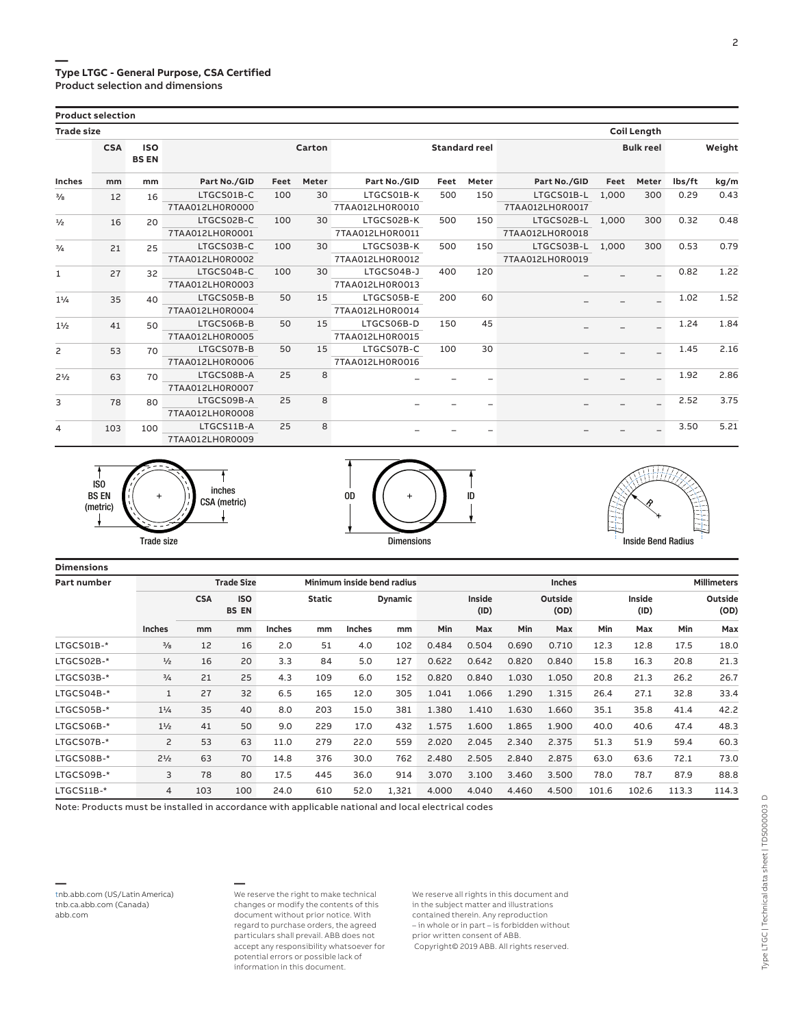## Type LTGC - General Purpose, CSA Certified
Product selection and dimensions

### Product selection

| Trade size | | | Carton | | | Standard reel | | | Bulk reel (Coil Length) | | | Weight | |
|---|---|---|---|---|---|---|---|---|---|---|---|---|---|
| | CSA | ISO BS EN | | | | | | | | | | | |
| Inches | mm | mm | Part No./GID | Feet | Meter | Part No./GID | Feet | Meter | Part No./GID | Feet | Meter | lbs/ft | kg/m |
| ⅜ | 12 | 16 | LTGCS01B-C 7TAA012LH0R0000 | 100 | 30 | LTGCS01B-K 7TAA012LH0R0010 | 500 | 150 | LTGCS01B-L 7TAA012LH0R0017 | 1,000 | 300 | 0.29 | 0.43 |
| ½ | 16 | 20 | LTGCS02B-C 7TAA012LH0R0001 | 100 | 30 | LTGCS02B-K 7TAA012LH0R0011 | 500 | 150 | LTGCS02B-L 7TAA012LH0R0018 | 1,000 | 300 | 0.32 | 0.48 |
| ¾ | 21 | 25 | LTGCS03B-C 7TAA012LH0R0002 | 100 | 30 | LTGCS03B-K 7TAA012LH0R0012 | 500 | 150 | LTGCS03B-L 7TAA012LH0R0019 | 1,000 | 300 | 0.53 | 0.79 |
| 1 | 27 | 32 | LTGCS04B-C 7TAA012LH0R0003 | 100 | 30 | LTGCS04B-J 7TAA012LH0R0013 | 400 | 120 | – | – | – | 0.82 | 1.22 |
| 1¼ | 35 | 40 | LTGCS05B-B 7TAA012LH0R0004 | 50 | 15 | LTGCS05B-E 7TAA012LH0R0014 | 200 | 60 | – | – | – | 1.02 | 1.52 |
| 1½ | 41 | 50 | LTGCS06B-B 7TAA012LH0R0005 | 50 | 15 | LTGCS06B-D 7TAA012LH0R0015 | 150 | 45 | – | – | – | 1.24 | 1.84 |
| 2 | 53 | 70 | LTGCS07B-B 7TAA012LH0R0006 | 50 | 15 | LTGCS07B-C 7TAA012LH0R0016 | 100 | 30 | – | – | – | 1.45 | 2.16 |
| 2½ | 63 | 70 | LTGCS08B-A 7TAA012LH0R0007 | 25 | 8 | – | – | – | – | – | – | 1.92 | 2.86 |
| 3 | 78 | 80 | LTGCS09B-A 7TAA012LH0R0008 | 25 | 8 | – | – | – | – | – | – | 2.52 | 3.75 |
| 4 | 103 | 100 | LTGCS11B-A 7TAA012LH0R0009 | 25 | 8 | – | – | – | – | – | – | 3.50 | 5.21 |

ISO BS EN (metric) — inches CSA (metric)
Trade size

OD — ID
Dimensions

R
Inside Bend Radius

### Dimensions

| Part number | Trade Size | | | Minimum inside bend radius | | | | Inches | | | | Millimeters | | | |
|---|---|---|---|---|---|---|---|---|---|---|---|---|---|---|---|
| | | CSA | ISO BS EN | Static | | Dynamic | | Inside (ID) | | Outside (OD) | | Inside (ID) | | Outside (OD) | |
| | Inches | mm | mm | Inches | mm | Inches | mm | Min | Max | Min | Max | Min | Max | Min | Max |
| LTGCS01B-* | ⅜ | 12 | 16 | 2.0 | 51 | 4.0 | 102 | 0.484 | 0.504 | 0.690 | 0.710 | 12.3 | 12.8 | 17.5 | 18.0 |
| LTGCS02B-* | ½ | 16 | 20 | 3.3 | 84 | 5.0 | 127 | 0.622 | 0.642 | 0.820 | 0.840 | 15.8 | 16.3 | 20.8 | 21.3 |
| LTGCS03B-* | ¾ | 21 | 25 | 4.3 | 109 | 6.0 | 152 | 0.820 | 0.840 | 1.030 | 1.050 | 20.8 | 21.3 | 26.2 | 26.7 |
| LTGCS04B-* | 1 | 27 | 32 | 6.5 | 165 | 12.0 | 305 | 1.041 | 1.066 | 1.290 | 1.315 | 26.4 | 27.1 | 32.8 | 33.4 |
| LTGCS05B-* | 1¼ | 35 | 40 | 8.0 | 203 | 15.0 | 381 | 1.380 | 1.410 | 1.630 | 1.660 | 35.1 | 35.8 | 41.4 | 42.2 |
| LTGCS06B-* | 1½ | 41 | 50 | 9.0 | 229 | 17.0 | 432 | 1.575 | 1.600 | 1.865 | 1.900 | 40.0 | 40.6 | 47.4 | 48.3 |
| LTGCS07B-* | 2 | 53 | 63 | 11.0 | 279 | 22.0 | 559 | 2.020 | 2.045 | 2.340 | 2.375 | 51.3 | 51.9 | 59.4 | 60.3 |
| LTGCS08B-* | 2½ | 63 | 70 | 14.8 | 376 | 30.0 | 762 | 2.480 | 2.505 | 2.840 | 2.875 | 63.0 | 63.6 | 72.1 | 73.0 |
| LTGCS09B-* | 3 | 78 | 80 | 17.5 | 445 | 36.0 | 914 | 3.070 | 3.100 | 3.460 | 3.500 | 78.0 | 78.7 | 87.9 | 88.8 |
| LTGCS11B-* | 4 | 103 | 100 | 24.0 | 610 | 52.0 | 1,321 | 4.000 | 4.040 | 4.460 | 4.500 | 101.6 | 102.6 | 113.3 | 114.3 |

Note: Products must be installed in accordance with applicable national and local electrical codes

tnb.abb.com (US/Latin America)
tnb.ca.abb.com (Canada)
abb.com

We reserve the right to make technical changes or modify the contents of this document without prior notice. With regard to purchase orders, the agreed particulars shall prevail. ABB does not accept any responsibility whatsoever for potential errors or possible lack of information in this document.

We reserve all rights in this document and in the subject matter and illustrations contained therein. Any reproduction – in whole or in part – is forbidden without prior written consent of ABB.
Copyright© 2019 ABB. All rights reserved.